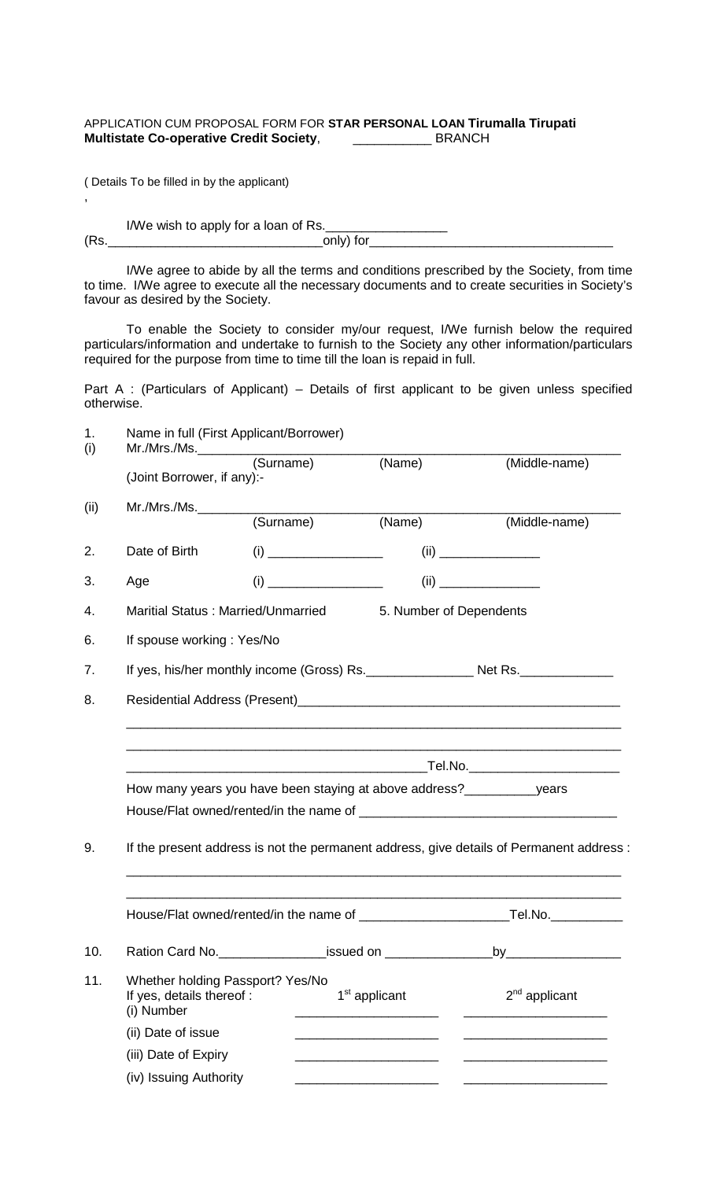APPLICATION CUM PROPOSAL FORM FOR **STAR PERSONAL LOAN Tirumalla Tirupati Multistate Co-operative Credit Society**, ___________ BRANCH

( Details To be filled in by the applicant)

,

I/We wish to apply for a loan of Rs._________________ (Rs.______________________________only) for__________________________________

I/We agree to abide by all the terms and conditions prescribed by the Society, from time to time. I/We agree to execute all the necessary documents and to create securities in Society's favour as desired by the Society.

To enable the Society to consider my/our request, I/We furnish below the required particulars/information and undertake to furnish to the Society any other information/particulars required for the purpose from time to time till the loan is repaid in full.

Part A : (Particulars of Applicant) – Details of first applicant to be given unless specified otherwise.

1. Name in full (First Applicant/Borrower)

(i) Mr./Mrs./Ms.____________________________________________________________
(Surname) (Name) (Middle-name)

(Joint Borrower, if any):-

(ii) Mr./Mrs./Ms.____________________________________________________________
(Surname) (Name) (Middle-name)

2. Date of Birth (i) ________________ (ii) ______________

3. Age (i) ________________ (ii) ______________

4. Maritial Status : Married/Unmarried 5. Number of Dependents

6. If spouse working : Yes/No

7. If yes, his/her monthly income (Gross) Rs._______________ Net Rs._____________

8. Residential Address (Present)______________________________________________

________________________________________________________________________

________________________________________________________________________

__________________________________________Tel.No.______________________

How many years you have been staying at above address?__________years

House/Flat owned/rented/in the name of ___________________________________

9. If the present address is not the permanent address, give details of Permanent address :

________________________________________________________________________

________________________________________________________________________

House/Flat owned/rented/in the name of ____________________Tel.No.__________

10. Ration Card No._______________issued on _______________by________________

11. Whether holding Passport? Yes/No

If yes, details thereof :

| | 1st applicant | 2nd applicant |
|---|---|---|
| (i) Number | ____________________ | ____________________ |
| (ii) Date of issue | ____________________ | ____________________ |
| (iii) Date of Expiry | ____________________ | ____________________ |
| (iv) Issuing Authority | ____________________ | ____________________ |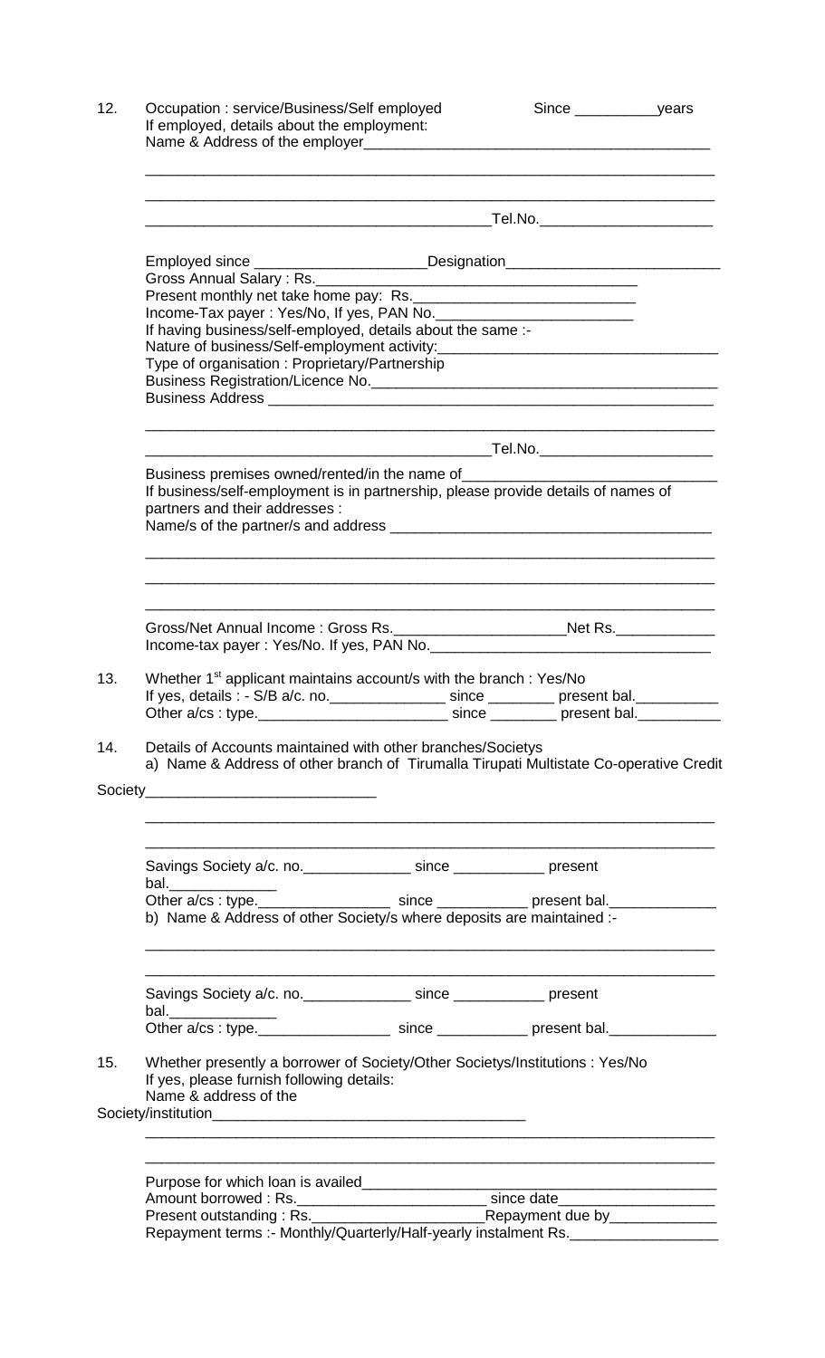12. Occupation : service/Business/Self employed Since __________years
    If employed, details about the employment:
    Name & Address of the employer___________________________________________

    ______________________________________________________________________

    ______________________________________________________________________

    __________________________________________Tel.No.______________________

    Employed since _____________________Designation_________________________
    Gross Annual Salary : Rs.______________________________________
    Present monthly net take home pay: Rs.__________________________
    Income-Tax payer : Yes/No, If yes, PAN No.________________________
    If having business/self-employed, details about the same :-
    Nature of business/Self-employment activity:___________________________________
    Type of organisation : Proprietary/Partnership
    Business Registration/Licence No.__________________________________________
    Business Address _____________________________________________________

    ______________________________________________________________________

    __________________________________________Tel.No.______________________

    Business premises owned/rented/in the name of_______________________________
    If business/self-employment is in partnership, please provide details of names of partners and their addresses :
    Name/s of the partner/s and address ________________________________________

    ______________________________________________________________________

    ______________________________________________________________________

    ______________________________________________________________________

    Gross/Net Annual Income : Gross Rs._____________________Net Rs.____________
    Income-tax payer : Yes/No. If yes, PAN No.__________________________________

13. Whether 1st applicant maintains account/s with the branch : Yes/No
    If yes, details : - S/B a/c. no.______________ since ________ present bal.__________
    Other a/cs : type.______________________ since ________ present bal.__________

14. Details of Accounts maintained with other branches/Societys
    a) Name & Address of other branch of Tirumalla Tirupati Multistate Co-operative Credit Society____________________________

    ______________________________________________________________________

    ______________________________________________________________________

    Savings Society a/c. no._____________ since ___________ present bal.____________
    Other a/cs : type.________________ since ___________ present bal.____________
    b) Name & Address of other Society/s where deposits are maintained :-

    ______________________________________________________________________

    ______________________________________________________________________

    Savings Society a/c. no._____________ since ___________ present bal.____________
    Other a/cs : type.________________ since ___________ present bal.____________

15. Whether presently a borrower of Society/Other Societys/Institutions : Yes/No
    If yes, please furnish following details:
    Name & address of the Society/institution______________________________________

    ______________________________________________________________________

    ______________________________________________________________________

    Purpose for which loan is availed_____________________________________________
    Amount borrowed : Rs.______________________ since date___________________
    Present outstanding : Rs.____________________Repayment due by_____________
    Repayment terms :- Monthly/Quarterly/Half-yearly instalment Rs.__________________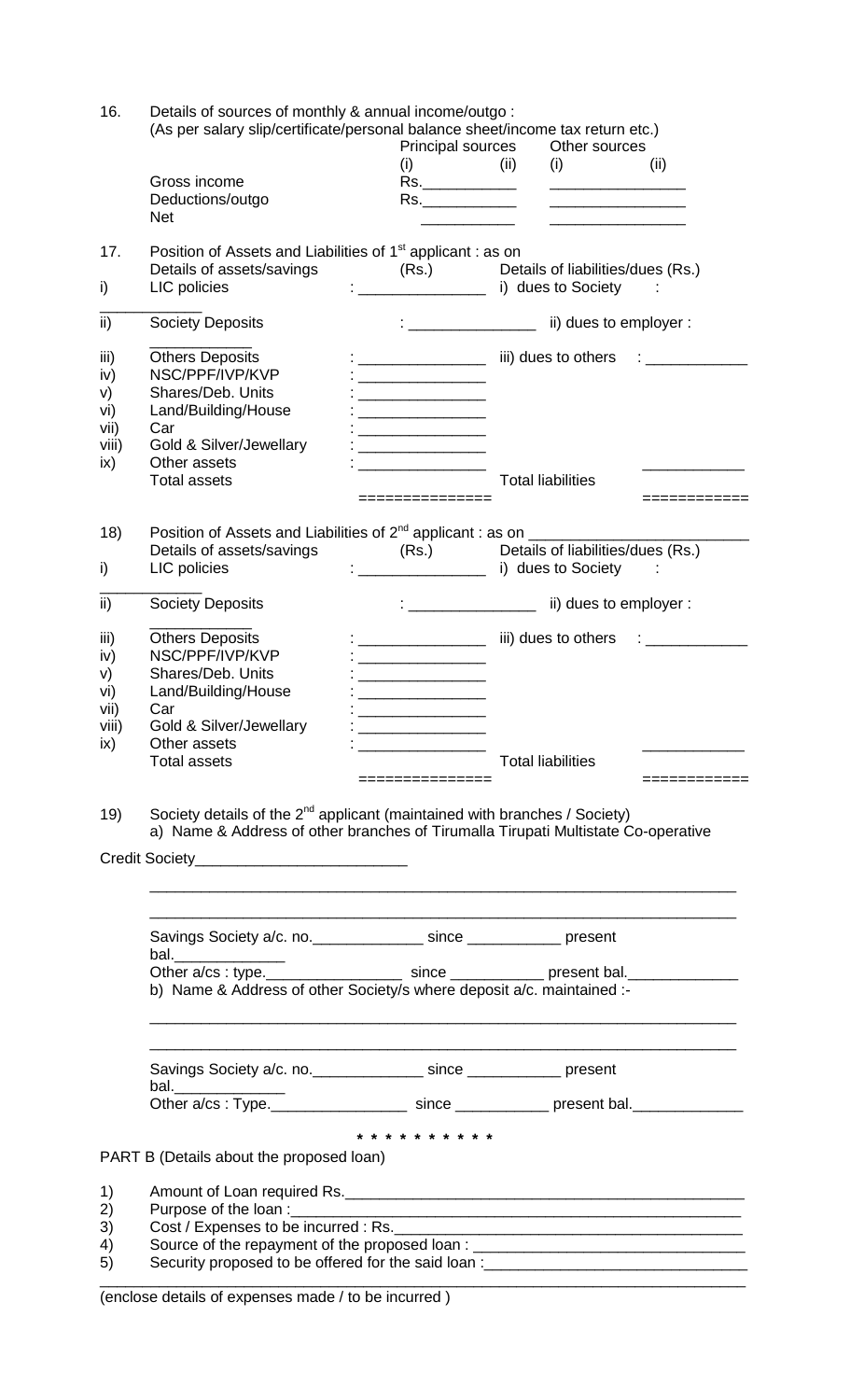16. Details of sources of monthly & annual income/outgo :
(As per salary slip/certificate/personal balance sheet/income tax return etc.)

| | Principal sources (i) | (ii) | Other sources (i) | (ii) |
|---|---|---|---|---|
| Gross income | Rs.___________ | | _______________ | |
| Deductions/outgo | Rs.___________ | | _______________ | |
| Net | ___________ | | _______________ | |

17. Position of Assets and Liabilities of 1st applicant : as on

| | Details of assets/savings | (Rs.) | Details of liabilities/dues (Rs.) | |
|---|---|---|---|---|
| i) | LIC policies | : _______________ | i) dues to Society | : |
| ii) | Society Deposits | : _______________ | ii) dues to employer : | |
| iii) | Others Deposits | : _______________ | iii) dues to others | : ____________ |
| iv) | NSC/PPF/IVP/KVP | : _______________ | | |
| v) | Shares/Deb. Units | : _______________ | | |
| vi) | Land/Building/House | : _______________ | | |
| vii) | Car | : _______________ | | |
| viii) | Gold & Silver/Jewellary | : _______________ | | |
| ix) | Other assets | : _______________ | | ____________ |
| | Total assets | =============== | Total liabilities | ============ |

18) Position of Assets and Liabilities of 2nd applicant : as on ________________________

| | Details of assets/savings | (Rs.) | Details of liabilities/dues (Rs.) | |
|---|---|---|---|---|
| i) | LIC policies | : _______________ | i) dues to Society | : |
| ii) | Society Deposits | : _______________ | ii) dues to employer : | |
| iii) | Others Deposits | : _______________ | iii) dues to others | : ____________ |
| iv) | NSC/PPF/IVP/KVP | : _______________ | | |
| v) | Shares/Deb. Units | : _______________ | | |
| vi) | Land/Building/House | : _______________ | | |
| vii) | Car | : _______________ | | |
| viii) | Gold & Silver/Jewellary | : _______________ | | |
| ix) | Other assets | : _______________ | | ____________ |
| | Total assets | =============== | Total liabilities | ============ |

19) Society details of the 2nd applicant (maintained with branches / Society)

a) Name & Address of other branches of Tirumalla Tirupati Multistate Co-operative Credit Society_________________________

_____________________________________________________________________

_____________________________________________________________________

Savings Society a/c. no._____________ since ___________ present bal._____________

Other a/cs : type.________________ since ___________ present bal._____________

b) Name & Address of other Society/s where deposit a/c. maintained :-

_____________________________________________________________________

_____________________________________________________________________

Savings Society a/c. no._____________ since ___________ present bal._____________

Other a/cs : Type.________________ since ___________ present bal._____________

\* \* \* \* \* \* \* \* \* \* \*

PART B (Details about the proposed loan)

1) Amount of Loan required Rs.________________________________________________
2) Purpose of the loan :_____________________________________________________
3) Cost / Expenses to be incurred : Rs._________________________________________
4) Source of the repayment of the proposed loan : _______________________________
5) Security proposed to be offered for the said loan :_____________________________

_____________________________________________________________________

(enclose details of expenses made / to be incurred )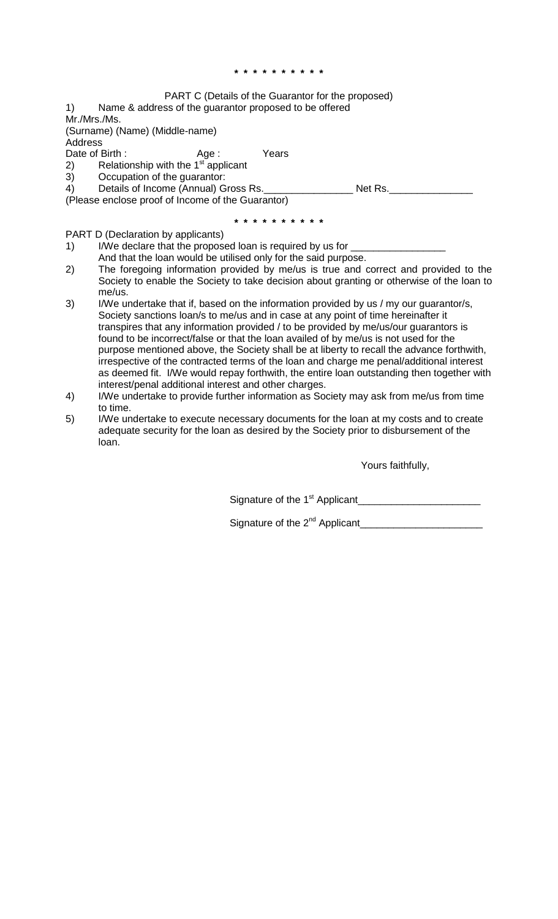\* \* \* \* \* \* \* \* \* \* \*

PART C (Details of the Guarantor for the proposed)

1) Name & address of the guarantor proposed to be offered

Mr./Mrs./Ms.

(Surname) (Name) (Middle-name)

Address

Date of Birth : Age : Years

2) Relationship with the 1st applicant
3) Occupation of the guarantor:
4) Details of Income (Annual) Gross Rs.________________ Net Rs._______________

(Please enclose proof of Income of the Guarantor)

\* \* \* \* \* \* \* \* \* \* \*

PART D (Declaration by applicants)

1) I/We declare that the proposed loan is required by us for _________________
   And that the loan would be utilised only for the said purpose.
2) The foregoing information provided by me/us is true and correct and provided to the Society to enable the Society to take decision about granting or otherwise of the loan to me/us.
3) I/We undertake that if, based on the information provided by us / my our guarantor/s, Society sanctions loan/s to me/us and in case at any point of time hereinafter it transpires that any information provided / to be provided by me/us/our guarantors is found to be incorrect/false or that the loan availed of by me/us is not used for the purpose mentioned above, the Society shall be at liberty to recall the advance forthwith, irrespective of the contracted terms of the loan and charge me penal/additional interest as deemed fit. I/We would repay forthwith, the entire loan outstanding then together with interest/penal additional interest and other charges.
4) I/We undertake to provide further information as Society may ask from me/us from time to time.
5) I/We undertake to execute necessary documents for the loan at my costs and to create adequate security for the loan as desired by the Society prior to disbursement of the loan.

Yours faithfully,

Signature of the 1st Applicant______________________

Signature of the 2nd Applicant______________________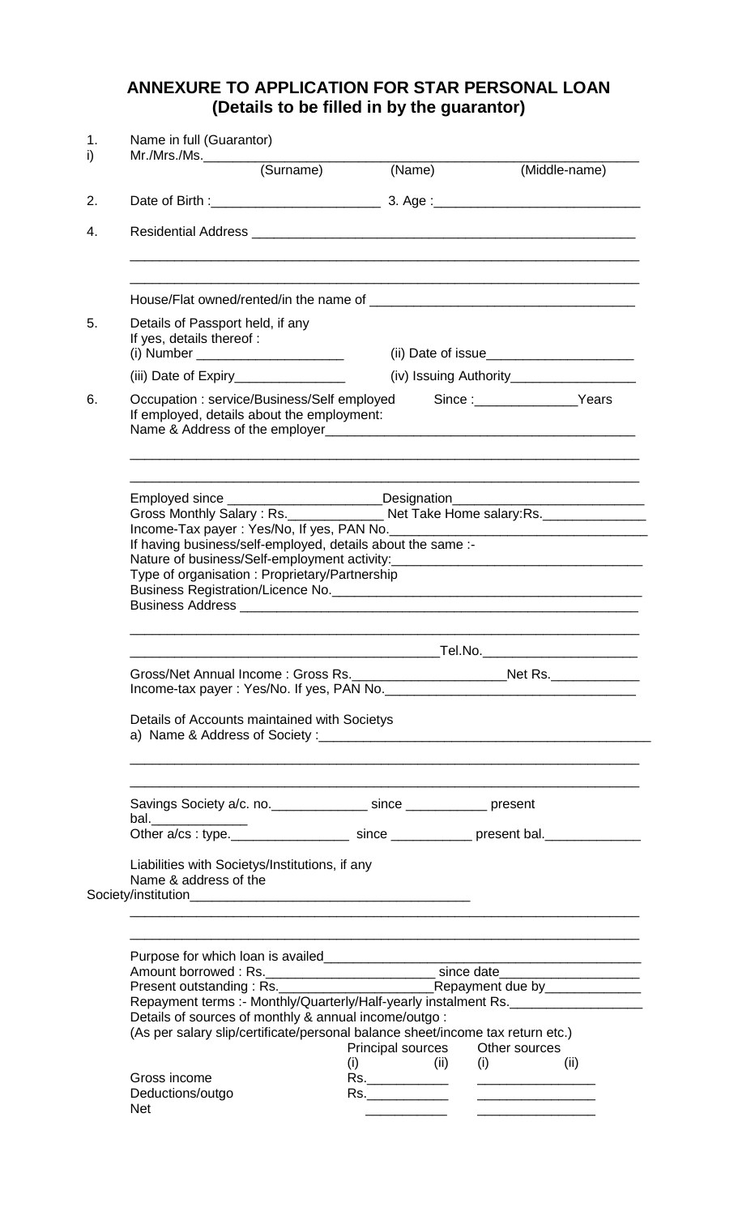# ANNEXURE TO APPLICATION FOR STAR PERSONAL LOAN
## (Details to be filled in by the guarantor)

1. Name in full (Guarantor)
   i) Mr./Mrs./Ms.________________________________________________________
   (Surname) (Name) (Middle-name)

2. Date of Birth :______________________ 3. Age :___________________________

4. Residential Address ___________________________________________________

   ______________________________________________________________________

   ______________________________________________________________________

   House/Flat owned/rented/in the name of __________________________________

5. Details of Passport held, if any
   If yes, details thereof :
   (i) Number ____________________ (ii) Date of issue____________________
   (iii) Date of Expiry_______________ (iv) Issuing Authority_________________

6. Occupation : service/Business/Self employed Since :______________Years
   If employed, details about the employment:
   Name & Address of the employer__________________________________________

   ______________________________________________________________________

   ______________________________________________________________________

   Employed since ____________________Designation_________________________
   Gross Monthly Salary : Rs._____________ Net Take Home salary:Rs._____________
   Income-Tax payer : Yes/No, If yes, PAN No.__________________________________
   If having business/self-employed, details about the same :-
   Nature of business/Self-employment activity:_________________________________
   Type of organisation : Proprietary/Partnership
   Business Registration/Licence No.__________________________________________
   Business Address ________________________________________________________

   ______________________________________________________________________

   ________________________________________Tel.No.______________________

   Gross/Net Annual Income : Gross Rs.____________________Net Rs.____________
   Income-tax payer : Yes/No. If yes, PAN No.__________________________________

   Details of Accounts maintained with Societys
   a) Name & Address of Society :_____________________________________________

   ______________________________________________________________________

   ______________________________________________________________________

   Savings Society a/c. no._____________ since ___________ present bal.____________
   Other a/cs : type.________________ since ___________ present bal.____________

   Liabilities with Societys/Institutions, if any
   Name & address of the Society/institution_____________________________________

   ______________________________________________________________________

   ______________________________________________________________________

   Purpose for which loan is availed___________________________________________
   Amount borrowed : Rs.______________________ since date___________________
   Present outstanding : Rs.____________________Repayment due by____________
   Repayment terms :- Monthly/Quarterly/Half-yearly instalment Rs._________________
   Details of sources of monthly & annual income/outgo :
   (As per salary slip/certificate/personal balance sheet/income tax return etc.)

|  | Principal sources (i) | (ii) | Other sources (i) | (ii) |
|---|---|---|---|---|
| Gross income | Rs.___________ |  | _______________ |  |
| Deductions/outgo | Rs.___________ |  | _______________ |  |
| Net | ___________ |  | _______________ |  |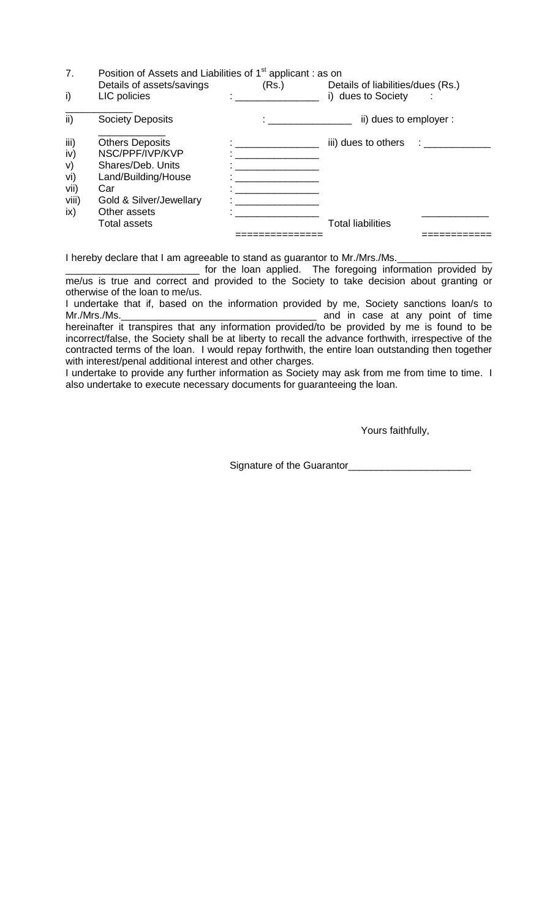7. Position of Assets and Liabilities of 1st applicant : as on

| | Details of assets/savings | (Rs.) | Details of liabilities/dues (Rs.) | |
|---|---|---|---|---|
| i) | LIC policies | : _______________ | i) dues to Society | : |
| ii) | Society Deposits | : _______________ | ii) dues to employer : | |
| iii) | Others Deposits | : _______________ | iii) dues to others | : ____________ |
| iv) | NSC/PPF/IVP/KVP | : _______________ | | |
| v) | Shares/Deb. Units | : _______________ | | |
| vi) | Land/Building/House | : _______________ | | |
| vii) | Car | : _______________ | | |
| viii) | Gold & Silver/Jewellary | : _______________ | | |
| ix) | Other assets | : _______________ | | ____________ |
| | Total assets | ============== | Total liabilities | ============ |

I hereby declare that I am agreeable to stand as guarantor to Mr./Mrs./Ms.________________ ________________________ for the loan applied. The foregoing information provided by me/us is true and correct and provided to the Society to take decision about granting or otherwise of the loan to me/us.

I undertake that if, based on the information provided by me, Society sanctions loan/s to Mr./Mrs./Ms.__________________________________ and in case at any point of time hereinafter it transpires that any information provided/to be provided by me is found to be incorrect/false, the Society shall be at liberty to recall the advance forthwith, irrespective of the contracted terms of the loan. I would repay forthwith, the entire loan outstanding then together with interest/penal additional interest and other charges.

I undertake to provide any further information as Society may ask from me from time to time. I also undertake to execute necessary documents for guaranteeing the loan.

Yours faithfully,

Signature of the Guarantor______________________